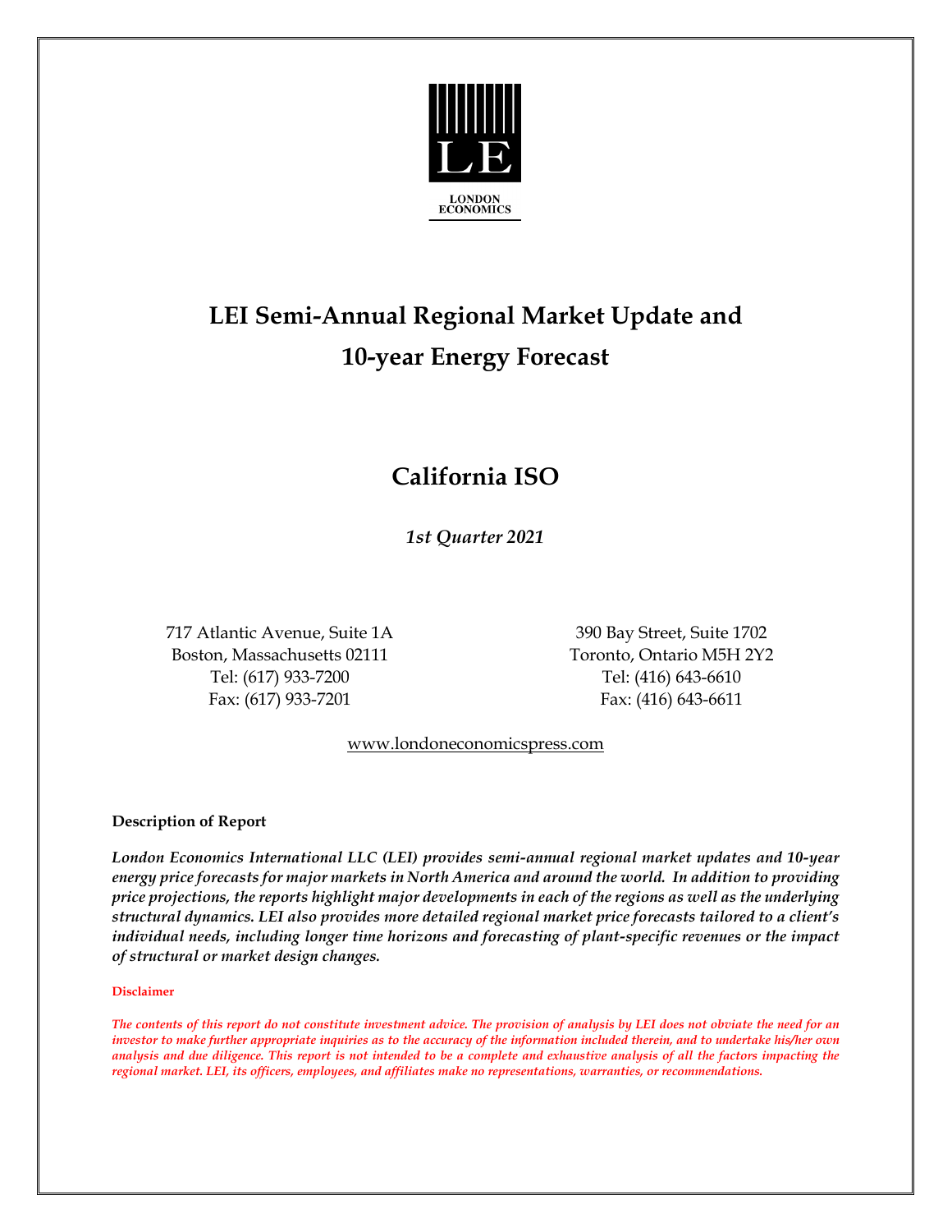LONDON ECONOMICS

# LEI Semi-Annual Regional Market Update and 10-year Energy Forecast

## California ISO

*1st Quarter 2021*

717 Atlantic Avenue, Suite 1A
Boston, Massachusetts 02111
Tel: (617) 933-7200
Fax: (617) 933-7201

390 Bay Street, Suite 1702
Toronto, Ontario M5H 2Y2
Tel: (416) 643-6610
Fax: (416) 643-6611

www.londoneconomicspress.com

**Description of Report**

***London Economics International LLC (LEI) provides semi-annual regional market updates and 10-year energy price forecasts for major markets in North America and around the world. In addition to providing price projections, the reports highlight major developments in each of the regions as well as the underlying structural dynamics. LEI also provides more detailed regional market price forecasts tailored to a client's individual needs, including longer time horizons and forecasting of plant-specific revenues or the impact of structural or market design changes.***

**Disclaimer**

***The contents of this report do not constitute investment advice. The provision of analysis by LEI does not obviate the need for an investor to make further appropriate inquiries as to the accuracy of the information included therein, and to undertake his/her own analysis and due diligence. This report is not intended to be a complete and exhaustive analysis of all the factors impacting the regional market. LEI, its officers, employees, and affiliates make no representations, warranties, or recommendations.***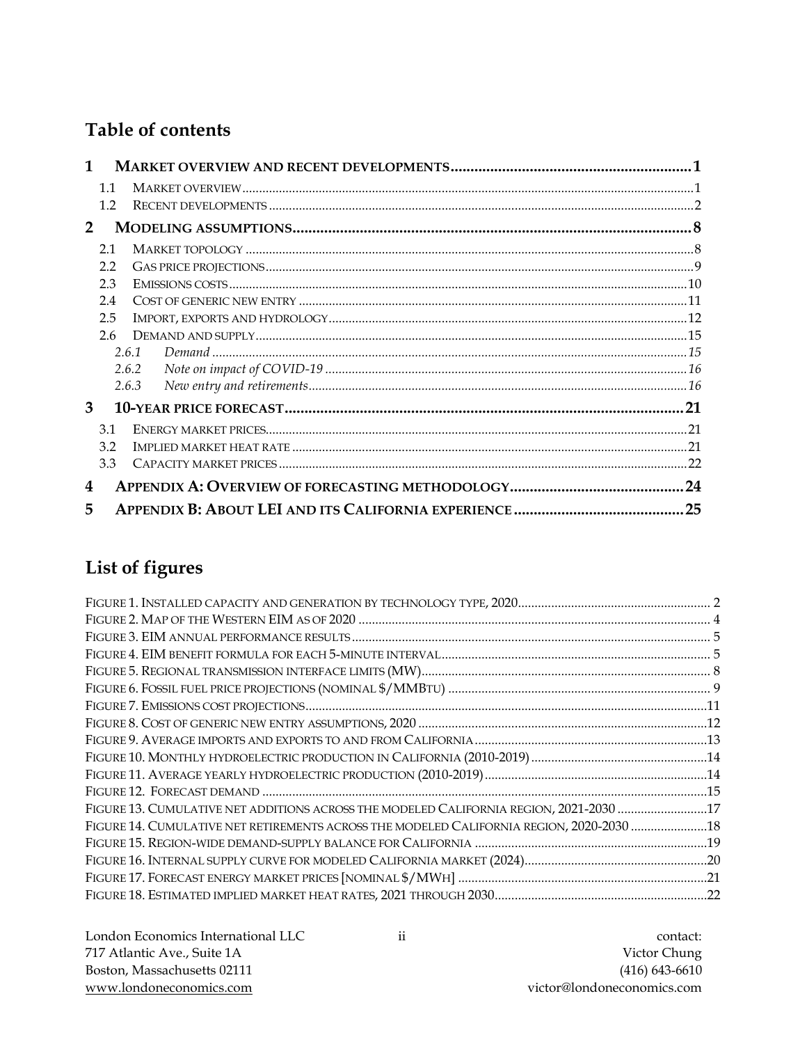## Table of contents

**1 MARKET OVERVIEW AND RECENT DEVELOPMENTS ..... 1**

- 1.1 MARKET OVERVIEW ..... 1
- 1.2 RECENT DEVELOPMENTS ..... 2

**2 MODELING ASSUMPTIONS ..... 8**

- 2.1 MARKET TOPOLOGY ..... 8
- 2.2 GAS PRICE PROJECTIONS ..... 9
- 2.3 EMISSIONS COSTS ..... 10
- 2.4 COST OF GENERIC NEW ENTRY ..... 11
- 2.5 IMPORT, EXPORTS AND HYDROLOGY ..... 12
- 2.6 DEMAND AND SUPPLY ..... 15
  - *2.6.1 Demand ..... 15*
  - *2.6.2 Note on impact of COVID-19 ..... 16*
  - *2.6.3 New entry and retirements ..... 16*

**3 10-YEAR PRICE FORECAST ..... 21**

- 3.1 ENERGY MARKET PRICES ..... 21
- 3.2 IMPLIED MARKET HEAT RATE ..... 21
- 3.3 CAPACITY MARKET PRICES ..... 22

**4 APPENDIX A: OVERVIEW OF FORECASTING METHODOLOGY ..... 24**

**5 APPENDIX B: ABOUT LEI AND ITS CALIFORNIA EXPERIENCE ..... 25**

## List of figures

FIGURE 1. INSTALLED CAPACITY AND GENERATION BY TECHNOLOGY TYPE, 2020 ..... 2
FIGURE 2. MAP OF THE WESTERN EIM AS OF 2020 ..... 4
FIGURE 3. EIM ANNUAL PERFORMANCE RESULTS ..... 5
FIGURE 4. EIM BENEFIT FORMULA FOR EACH 5-MINUTE INTERVAL ..... 5
FIGURE 5. REGIONAL TRANSMISSION INTERFACE LIMITS (MW) ..... 8
FIGURE 6. FOSSIL FUEL PRICE PROJECTIONS (NOMINAL $/MMBTU) ..... 9
FIGURE 7. EMISSIONS COST PROJECTIONS ..... 11
FIGURE 8. COST OF GENERIC NEW ENTRY ASSUMPTIONS, 2020 ..... 12
FIGURE 9. AVERAGE IMPORTS AND EXPORTS TO AND FROM CALIFORNIA ..... 13
FIGURE 10. MONTHLY HYDROELECTRIC PRODUCTION IN CALIFORNIA (2010-2019) ..... 14
FIGURE 11. AVERAGE YEARLY HYDROELECTRIC PRODUCTION (2010-2019) ..... 14
FIGURE 12. FORECAST DEMAND ..... 15
FIGURE 13. CUMULATIVE NET ADDITIONS ACROSS THE MODELED CALIFORNIA REGION, 2021-2030 ..... 17
FIGURE 14. CUMULATIVE NET RETIREMENTS ACROSS THE MODELED CALIFORNIA REGION, 2020-2030 ..... 18
FIGURE 15. REGION-WIDE DEMAND-SUPPLY BALANCE FOR CALIFORNIA ..... 19
FIGURE 16. INTERNAL SUPPLY CURVE FOR MODELED CALIFORNIA MARKET (2024) ..... 20
FIGURE 17. FORECAST ENERGY MARKET PRICES [NOMINAL $/MWH] ..... 21
FIGURE 18. ESTIMATED IMPLIED MARKET HEAT RATES, 2021 THROUGH 2030 ..... 22

London Economics International LLC
717 Atlantic Ave., Suite 1A
Boston, Massachusetts 02111
www.londoneconomics.com

contact:
Victor Chung
(416) 643-6610
victor@londoneconomics.com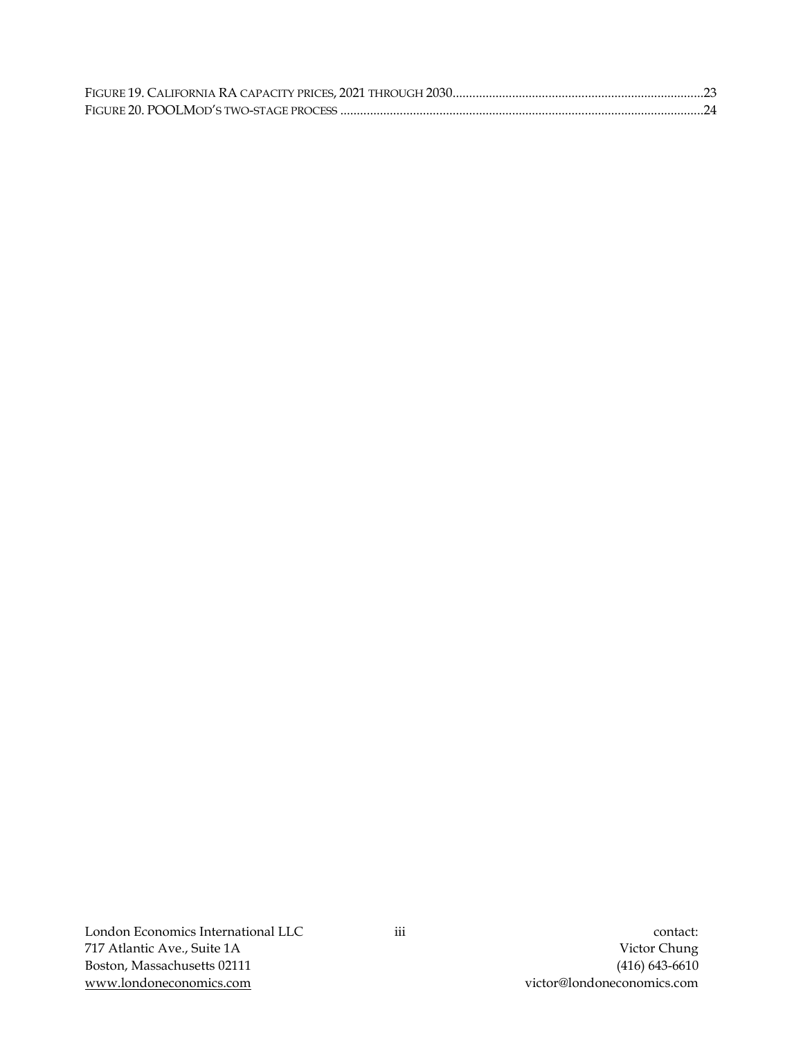Figure 19. California RA capacity prices, 2021 through 2030 ........................................................................... 23
Figure 20. POOLMod's two-stage process ............................................................................................................ 24